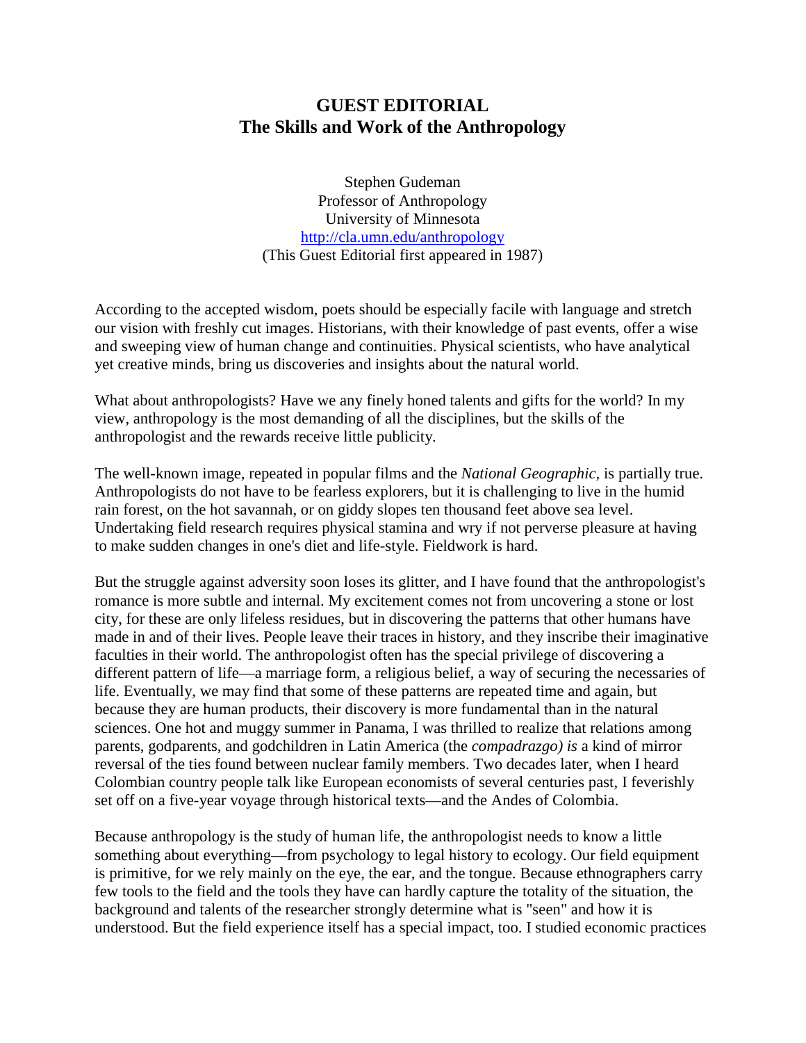# GUEST EDITORIAL
## The Skills and Work of the Anthropology

Stephen Gudeman
Professor of Anthropology
University of Minnesota
http://cla.umn.edu/anthropology
(This Guest Editorial first appeared in 1987)

According to the accepted wisdom, poets should be especially facile with language and stretch our vision with freshly cut images. Historians, with their knowledge of past events, offer a wise and sweeping view of human change and continuities. Physical scientists, who have analytical yet creative minds, bring us discoveries and insights about the natural world.

What about anthropologists? Have we any finely honed talents and gifts for the world? In my view, anthropology is the most demanding of all the disciplines, but the skills of the anthropologist and the rewards receive little publicity.

The well-known image, repeated in popular films and the *National Geographic,* is partially true. Anthropologists do not have to be fearless explorers, but it is challenging to live in the humid rain forest, on the hot savannah, or on giddy slopes ten thousand feet above sea level. Undertaking field research requires physical stamina and wry if not perverse pleasure at having to make sudden changes in one's diet and life-style. Fieldwork is hard.

But the struggle against adversity soon loses its glitter, and I have found that the anthropologist's romance is more subtle and internal. My excitement comes not from uncovering a stone or lost city, for these are only lifeless residues, but in discovering the patterns that other humans have made in and of their lives. People leave their traces in history, and they inscribe their imaginative faculties in their world. The anthropologist often has the special privilege of discovering a different pattern of life—a marriage form, a religious belief, a way of securing the necessaries of life. Eventually, we may find that some of these patterns are repeated time and again, but because they are human products, their discovery is more fundamental than in the natural sciences. One hot and muggy summer in Panama, I was thrilled to realize that relations among parents, godparents, and godchildren in Latin America (the *compadrazgo) is* a kind of mirror reversal of the ties found between nuclear family members. Two decades later, when I heard Colombian country people talk like European economists of several centuries past, I feverishly set off on a five-year voyage through historical texts—and the Andes of Colombia.

Because anthropology is the study of human life, the anthropologist needs to know a little something about everything—from psychology to legal history to ecology. Our field equipment is primitive, for we rely mainly on the eye, the ear, and the tongue. Because ethnographers carry few tools to the field and the tools they have can hardly capture the totality of the situation, the background and talents of the researcher strongly determine what is "seen" and how it is understood. But the field experience itself has a special impact, too. I studied economic practices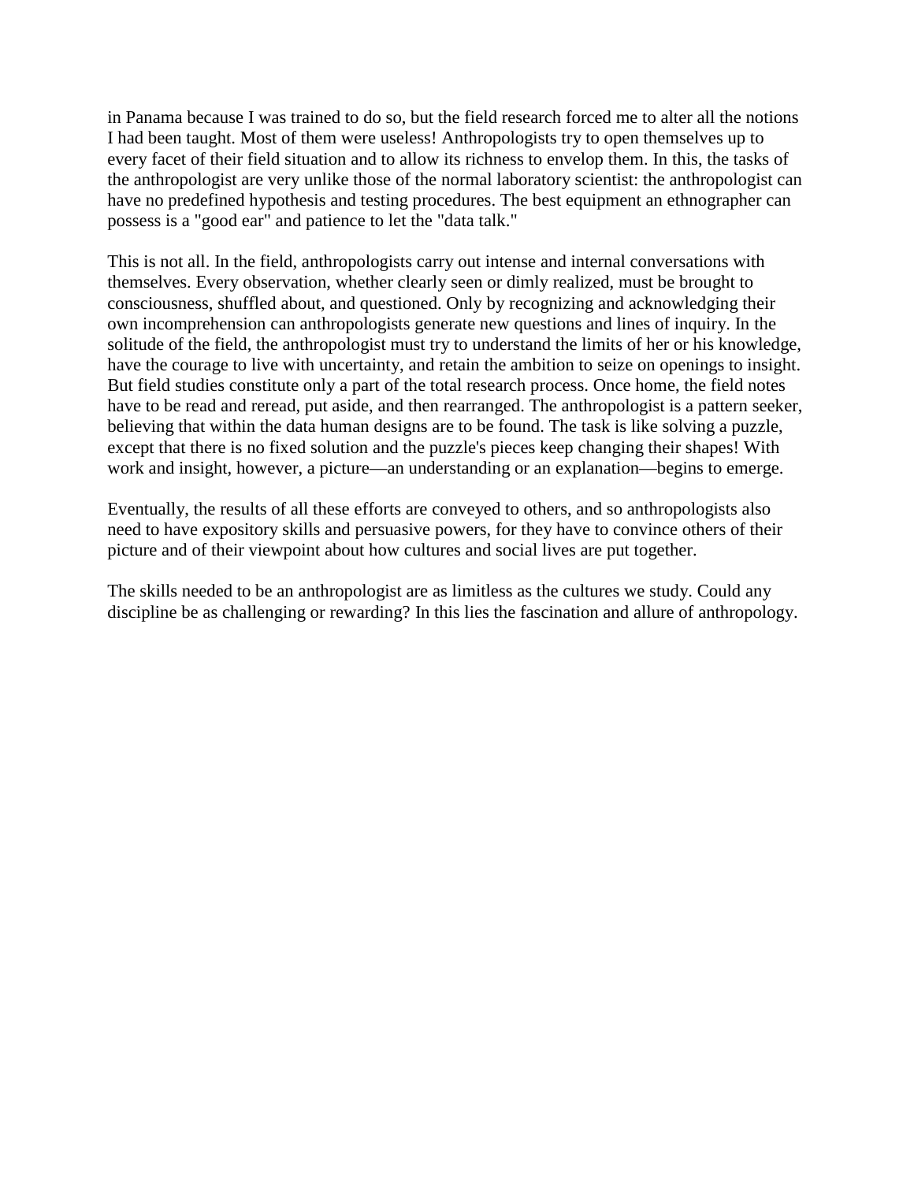in Panama because I was trained to do so, but the field research forced me to alter all the notions I had been taught. Most of them were useless! Anthropologists try to open themselves up to every facet of their field situation and to allow its richness to envelop them. In this, the tasks of the anthropologist are very unlike those of the normal laboratory scientist: the anthropologist can have no predefined hypothesis and testing procedures. The best equipment an ethnographer can possess is a "good ear" and patience to let the "data talk."

This is not all. In the field, anthropologists carry out intense and internal conversations with themselves. Every observation, whether clearly seen or dimly realized, must be brought to consciousness, shuffled about, and questioned. Only by recognizing and acknowledging their own incomprehension can anthropologists generate new questions and lines of inquiry. In the solitude of the field, the anthropologist must try to understand the limits of her or his knowledge, have the courage to live with uncertainty, and retain the ambition to seize on openings to insight. But field studies constitute only a part of the total research process. Once home, the field notes have to be read and reread, put aside, and then rearranged. The anthropologist is a pattern seeker, believing that within the data human designs are to be found. The task is like solving a puzzle, except that there is no fixed solution and the puzzle's pieces keep changing their shapes! With work and insight, however, a picture—an understanding or an explanation—begins to emerge.

Eventually, the results of all these efforts are conveyed to others, and so anthropologists also need to have expository skills and persuasive powers, for they have to convince others of their picture and of their viewpoint about how cultures and social lives are put together.

The skills needed to be an anthropologist are as limitless as the cultures we study. Could any discipline be as challenging or rewarding? In this lies the fascination and allure of anthropology.